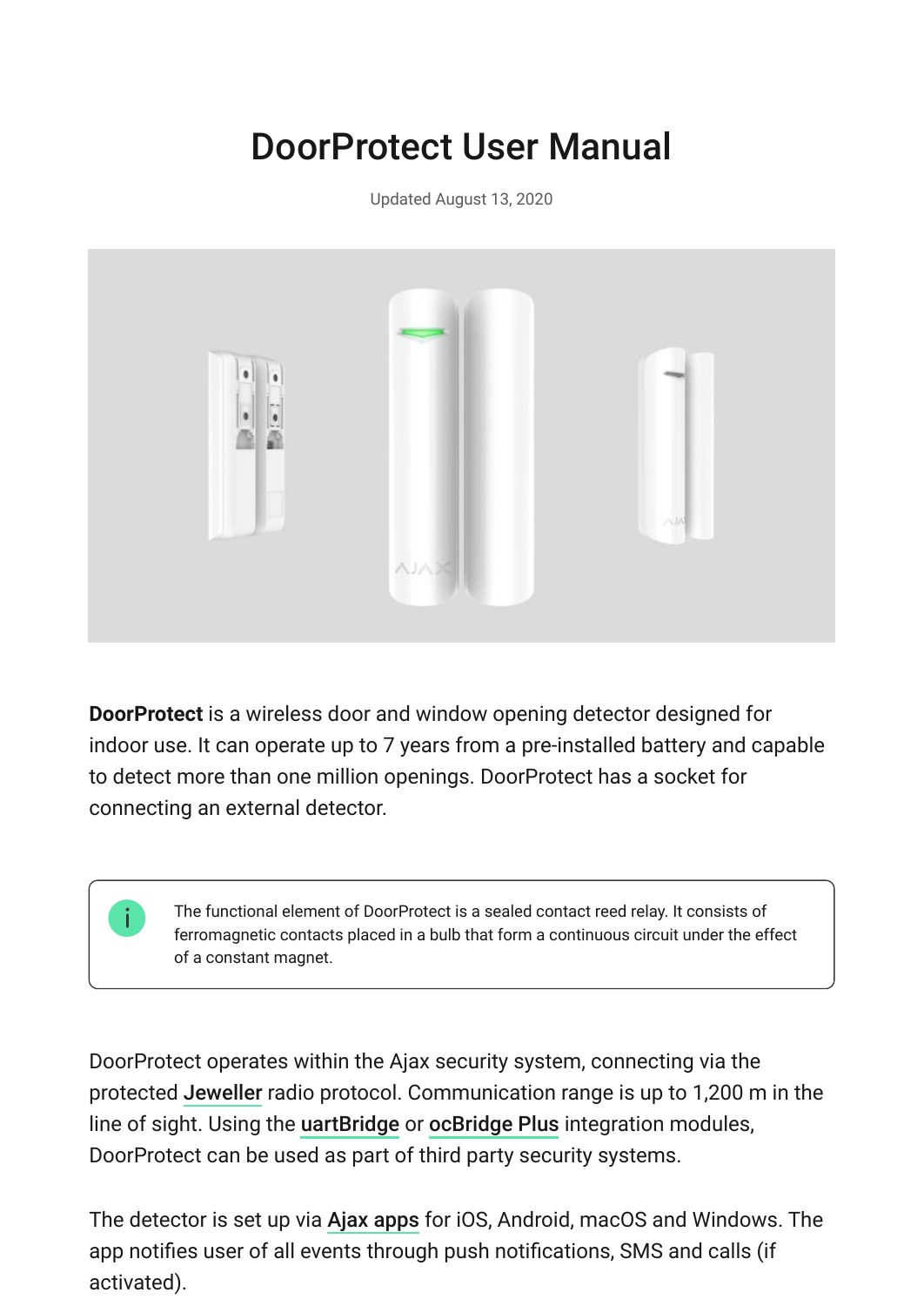# DoorProtect User Manual

Updated August 13, 2020

**DoorProtect** is a wireless door and window opening detector designed for indoor use. It can operate up to 7 years from a pre-installed battery and capable to detect more than one million openings. DoorProtect has a socket for connecting an external detector.

> The functional element of DoorProtect is a sealed contact reed relay. It consists of ferromagnetic contacts placed in a bulb that form a continuous circuit under the effect of a constant magnet.

DoorProtect operates within the Ajax security system, connecting via the protected Jeweller radio protocol. Communication range is up to 1,200 m in the line of sight. Using the uartBridge or ocBridge Plus integration modules, DoorProtect can be used as part of third party security systems.

The detector is set up via Ajax apps for iOS, Android, macOS and Windows. The app notifies user of all events through push notifications, SMS and calls (if activated).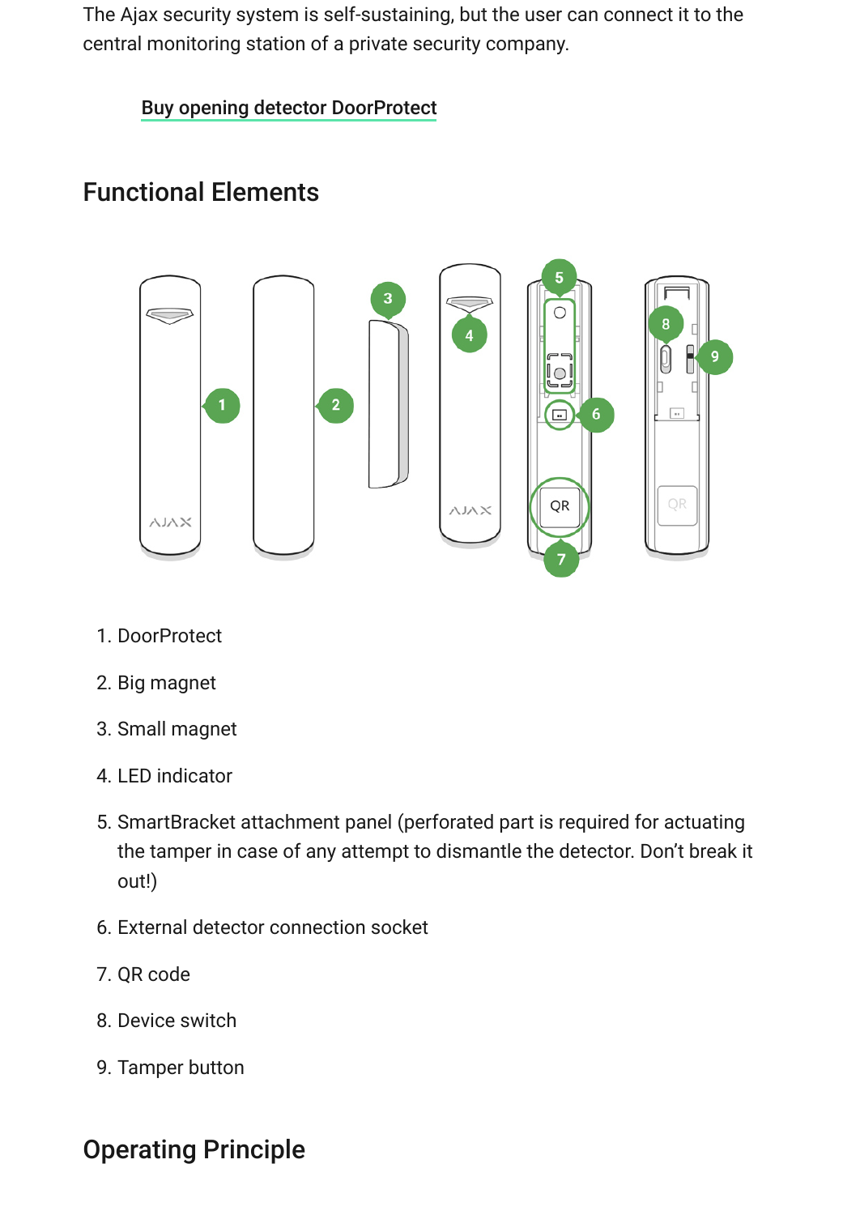The Ajax security system is self-sustaining, but the user can connect it to the central monitoring station of a private security company.

Buy opening detector DoorProtect

## Functional Elements

1. DoorProtect
2. Big magnet
3. Small magnet
4. LED indicator
5. SmartBracket attachment panel (perforated part is required for actuating the tamper in case of any attempt to dismantle the detector. Don't break it out!)
6. External detector connection socket
7. QR code
8. Device switch
9. Tamper button

## Operating Principle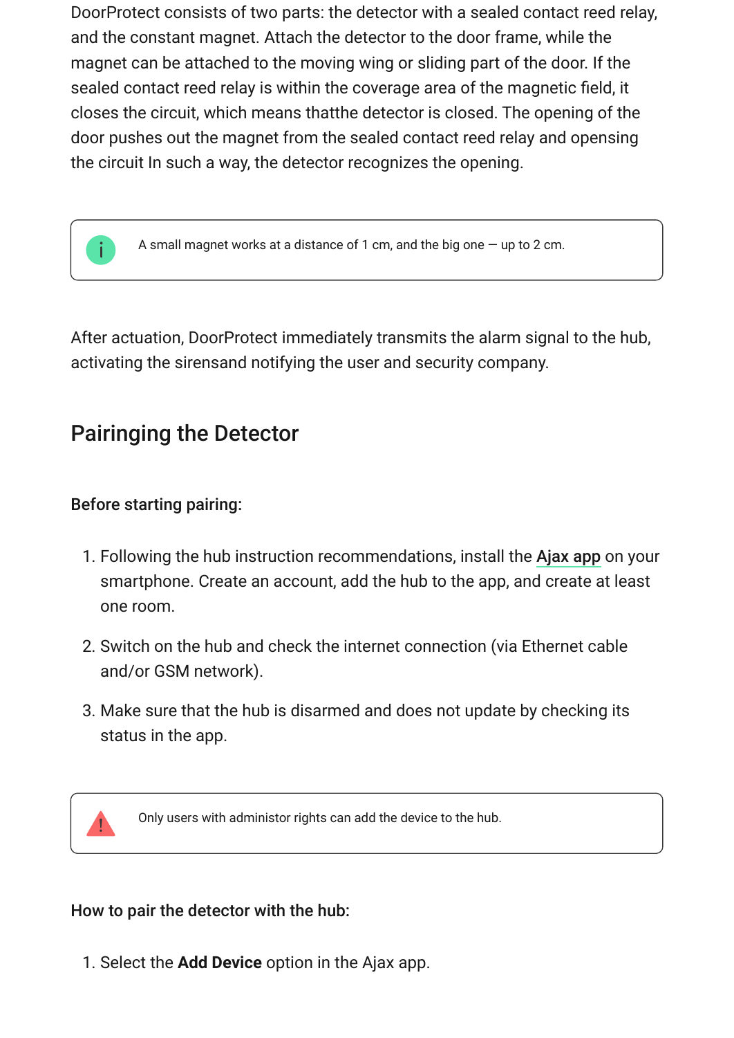DoorProtect consists of two parts: the detector with a sealed contact reed relay, and the constant magnet. Attach the detector to the door frame, while the magnet can be attached to the moving wing or sliding part of the door. If the sealed contact reed relay is within the coverage area of the magnetic field, it closes the circuit, which means thatthe detector is closed. The opening of the door pushes out the magnet from the sealed contact reed relay and opensing the circuit In such a way, the detector recognizes the opening.

> A small magnet works at a distance of 1 cm, and the big one — up to 2 cm.

After actuation, DoorProtect immediately transmits the alarm signal to the hub, activating the sirensand notifying the user and security company.

## Pairinging the Detector

**Before starting pairing:**

1. Following the hub instruction recommendations, install the **Ajax app** on your smartphone. Create an account, add the hub to the app, and create at least one room.
2. Switch on the hub and check the internet connection (via Ethernet cable and/or GSM network).
3. Make sure that the hub is disarmed and does not update by checking its status in the app.

> Only users with administor rights can add the device to the hub.

**How to pair the detector with the hub:**

1. Select the **Add Device** option in the Ajax app.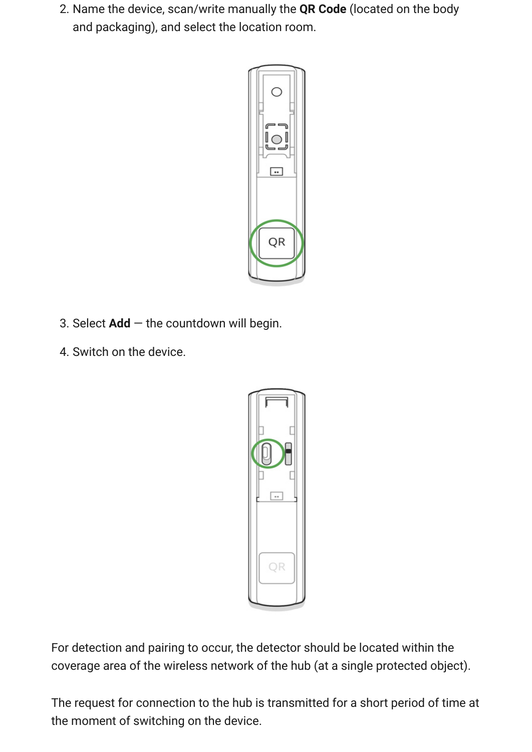2. Name the device, scan/write manually the **QR Code** (located on the body and packaging), and select the location room.

3. Select **Add** — the countdown will begin.

4. Switch on the device.

For detection and pairing to occur, the detector should be located within the coverage area of the wireless network of the hub (at a single protected object).

The request for connection to the hub is transmitted for a short period of time at the moment of switching on the device.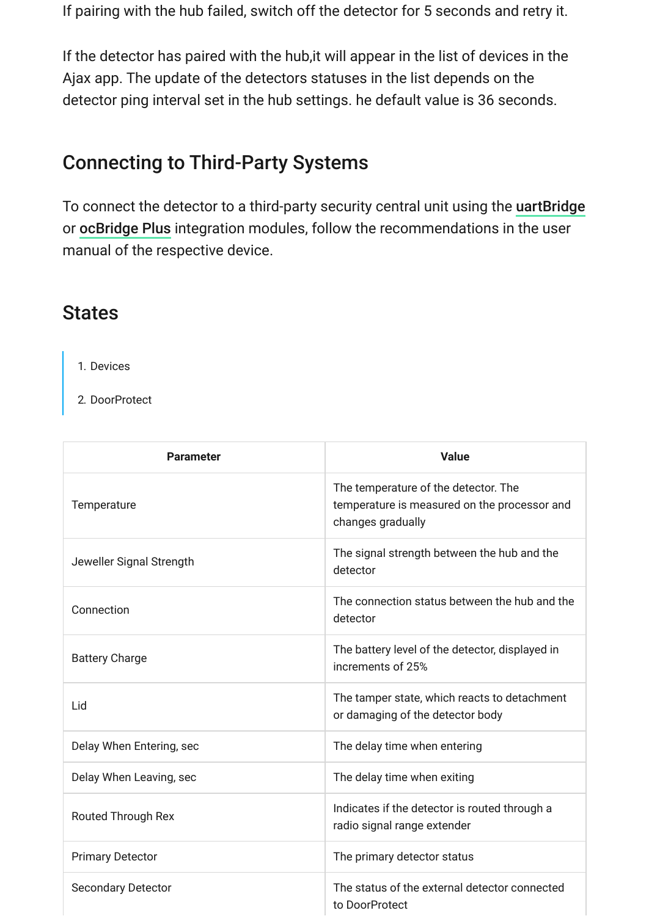If pairing with the hub failed, switch off the detector for 5 seconds and retry it.

If the detector has paired with the hub,it will appear in the list of devices in the Ajax app. The update of the detectors statuses in the list depends on the detector ping interval set in the hub settings. he default value is 36 seconds.

## Connecting to Third-Party Systems

To connect the detector to a third-party security central unit using the **uartBridge** or **ocBridge Plus** integration modules, follow the recommendations in the user manual of the respective device.

## States

> 1. Devices
>
> 2. DoorProtect

| Parameter | Value |
|---|---|
| Temperature | The temperature of the detector. The temperature is measured on the processor and changes gradually |
| Jeweller Signal Strength | The signal strength between the hub and the detector |
| Connection | The connection status between the hub and the detector |
| Battery Charge | The battery level of the detector, displayed in increments of 25% |
| Lid | The tamper state, which reacts to detachment or damaging of the detector body |
| Delay When Entering, sec | The delay time when entering |
| Delay When Leaving, sec | The delay time when exiting |
| Routed Through Rex | Indicates if the detector is routed through a radio signal range extender |
| Primary Detector | The primary detector status |
| Secondary Detector | The status of the external detector connected to DoorProtect |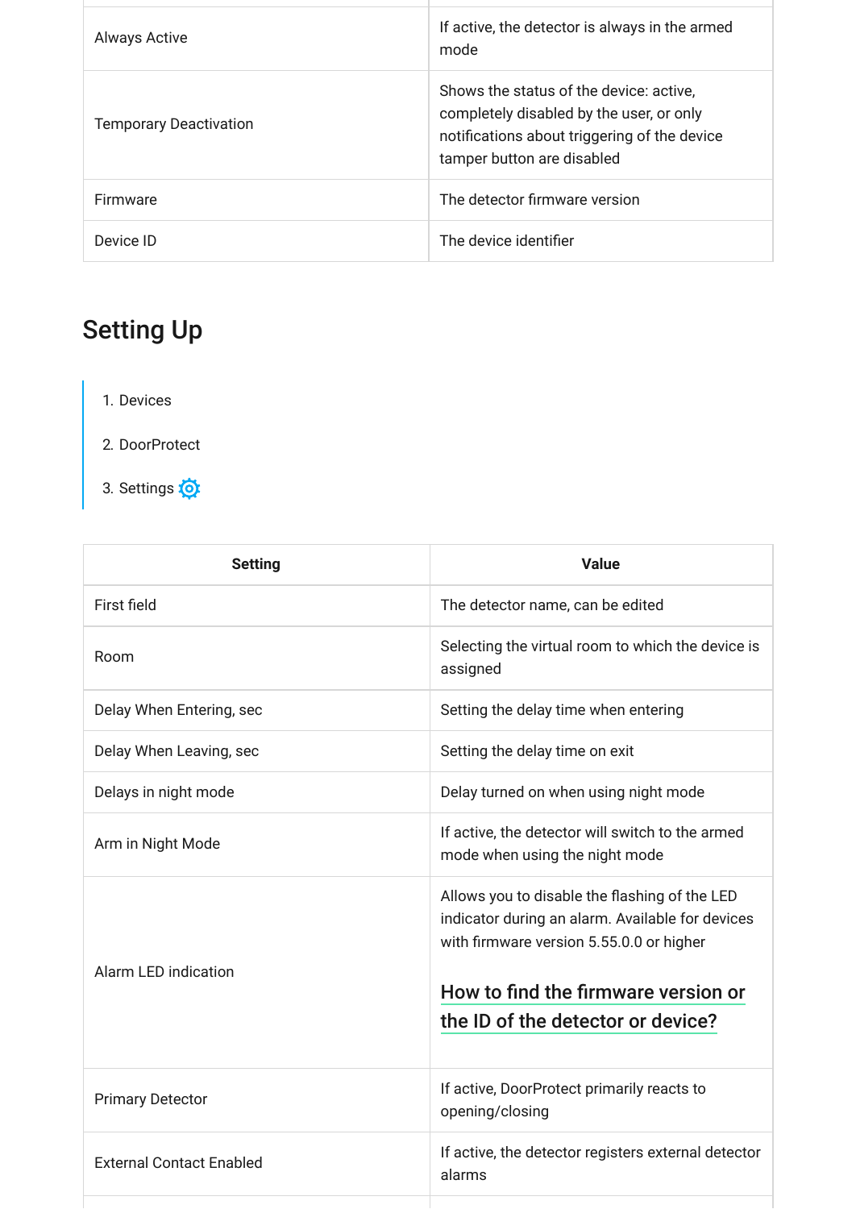| | |
|---|---|
| Always Active | If active, the detector is always in the armed mode |
| Temporary Deactivation | Shows the status of the device: active, completely disabled by the user, or only notifications about triggering of the device tamper button are disabled |
| Firmware | The detector firmware version |
| Device ID | The device identifier |

## Setting Up

1. Devices
2. DoorProtect
3. Settings

| Setting | Value |
|---|---|
| First field | The detector name, can be edited |
| Room | Selecting the virtual room to which the device is assigned |
| Delay When Entering, sec | Setting the delay time when entering |
| Delay When Leaving, sec | Setting the delay time on exit |
| Delays in night mode | Delay turned on when using night mode |
| Arm in Night Mode | If active, the detector will switch to the armed mode when using the night mode |
| Alarm LED indication | Allows you to disable the flashing of the LED indicator during an alarm. Available for devices with firmware version 5.55.0.0 or higher<br><br>How to find the firmware version or the ID of the detector or device? |
| Primary Detector | If active, DoorProtect primarily reacts to opening/closing |
| External Contact Enabled | If active, the detector registers external detector alarms |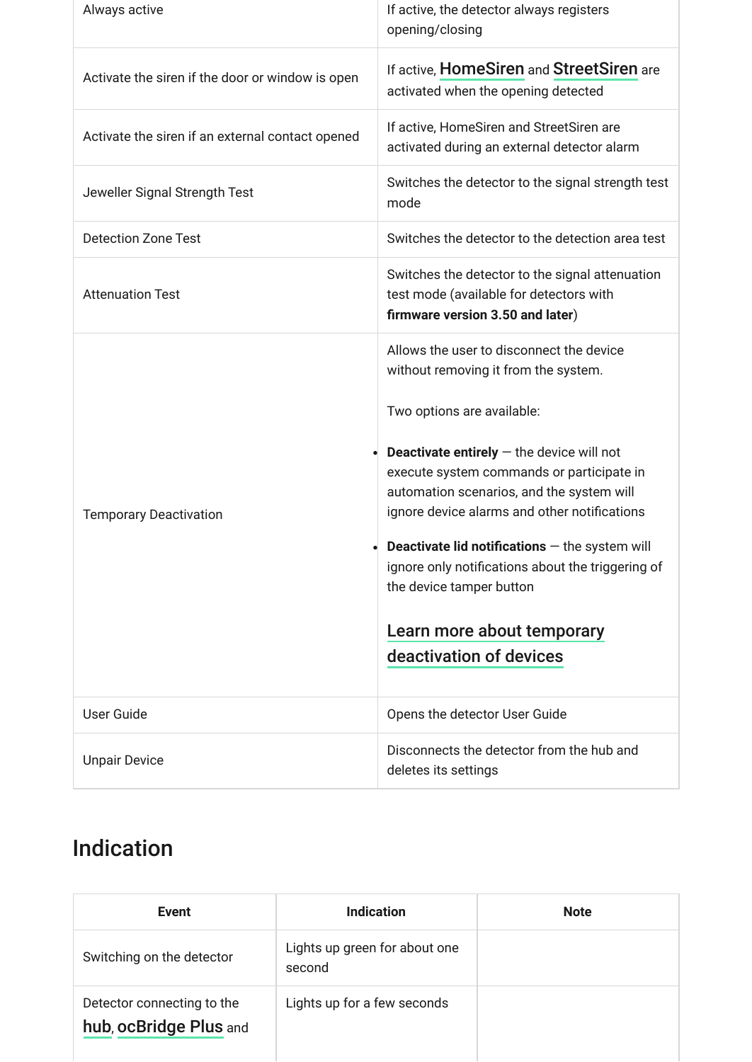| | |
|---|---|
| Always active | If active, the detector always registers opening/closing |
| Activate the siren if the door or window is open | If active, HomeSiren and StreetSiren are activated when the opening detected |
| Activate the siren if an external contact opened | If active, HomeSiren and StreetSiren are activated during an external detector alarm |
| Jeweller Signal Strength Test | Switches the detector to the signal strength test mode |
| Detection Zone Test | Switches the detector to the detection area test |
| Attenuation Test | Switches the detector to the signal attenuation test mode (available for detectors with **firmware version 3.50 and later**) |
| Temporary Deactivation | Allows the user to disconnect the device without removing it from the system.<br><br>Two options are available:<br><br>• **Deactivate entirely** — the device will not execute system commands or participate in automation scenarios, and the system will ignore device alarms and other notifications<br><br>• **Deactivate lid notifications** — the system will ignore only notifications about the triggering of the device tamper button<br><br>Learn more about temporary deactivation of devices |
| User Guide | Opens the detector User Guide |
| Unpair Device | Disconnects the detector from the hub and deletes its settings |

## Indication

| Event | Indication | Note |
|---|---|---|
| Switching on the detector | Lights up green for about one second | |
| Detector connecting to the hub, ocBridge Plus and | Lights up for a few seconds | |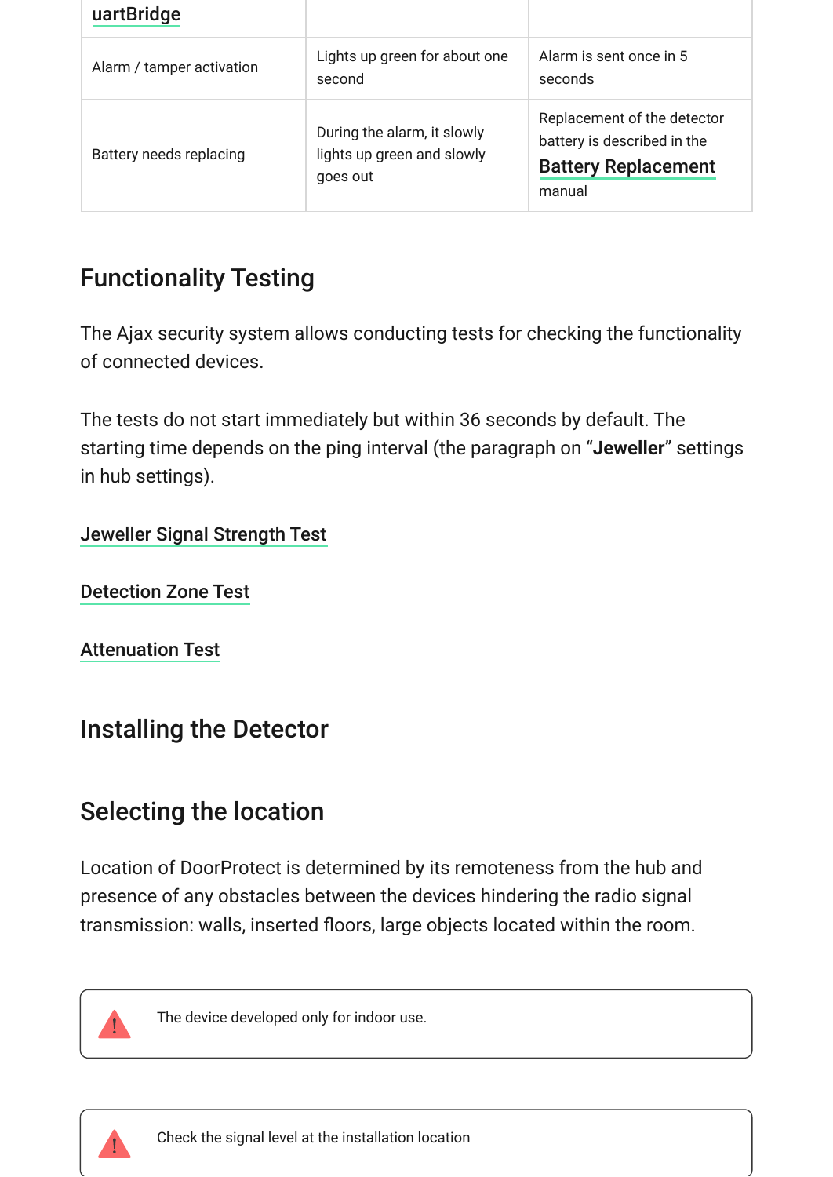| uartBridge | | |
|---|---|---|
| Alarm / tamper activation | Lights up green for about one second | Alarm is sent once in 5 seconds |
| Battery needs replacing | During the alarm, it slowly lights up green and slowly goes out | Replacement of the detector battery is described in the **Battery Replacement** manual |

## Functionality Testing

The Ajax security system allows conducting tests for checking the functionality of connected devices.

The tests do not start immediately but within 36 seconds by default. The starting time depends on the ping interval (the paragraph on “**Jeweller**” settings in hub settings).

Jeweller Signal Strength Test

Detection Zone Test

Attenuation Test

## Installing the Detector

## Selecting the location

Location of DoorProtect is determined by its remoteness from the hub and presence of any obstacles between the devices hindering the radio signal transmission: walls, inserted floors, large objects located within the room.

> The device developed only for indoor use.

> Check the signal level at the installation location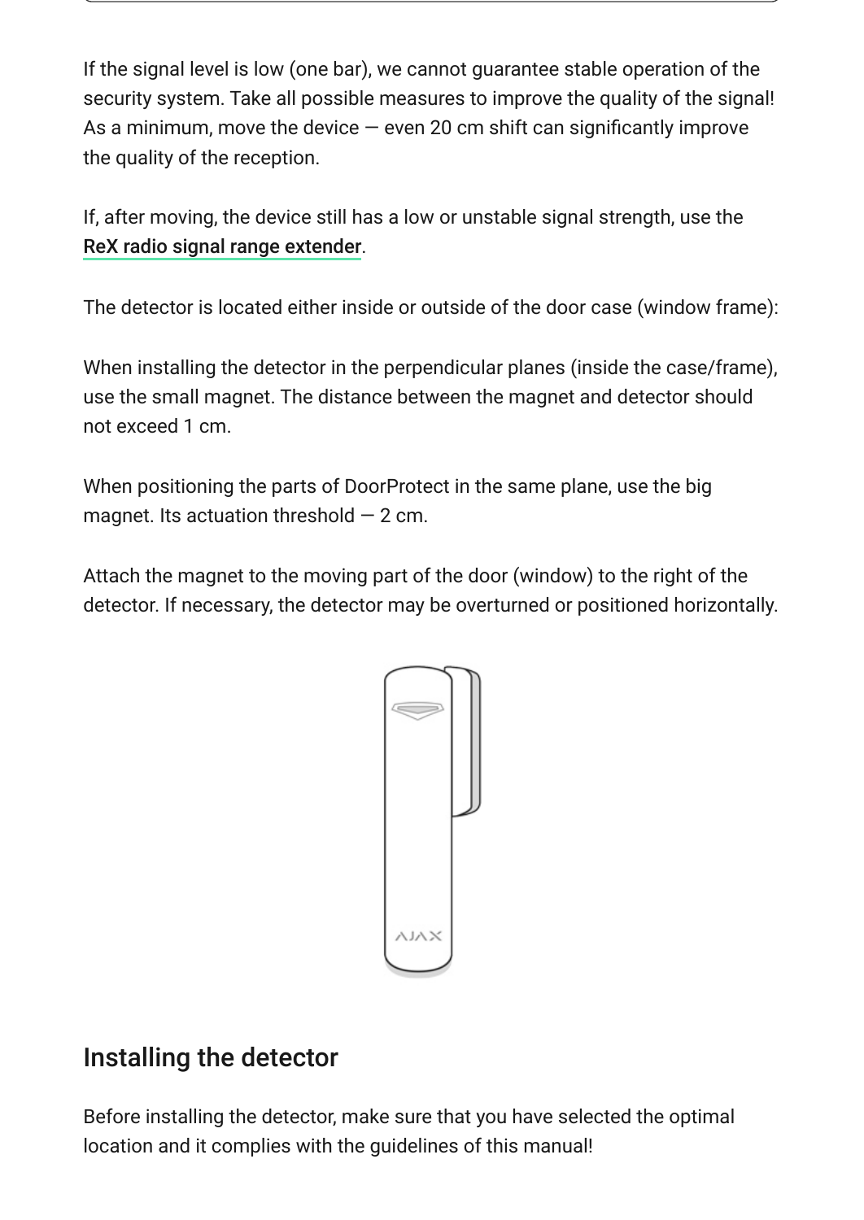If the signal level is low (one bar), we cannot guarantee stable operation of the security system. Take all possible measures to improve the quality of the signal! As a minimum, move the device — even 20 cm shift can significantly improve the quality of the reception.

If, after moving, the device still has a low or unstable signal strength, use the ReX radio signal range extender.

The detector is located either inside or outside of the door case (window frame):

When installing the detector in the perpendicular planes (inside the case/frame), use the small magnet. The distance between the magnet and detector should not exceed 1 cm.

When positioning the parts of DoorProtect in the same plane, use the big magnet. Its actuation threshold — 2 cm.

Attach the magnet to the moving part of the door (window) to the right of the detector. If necessary, the detector may be overturned or positioned horizontally.

## Installing the detector

Before installing the detector, make sure that you have selected the optimal location and it complies with the guidelines of this manual!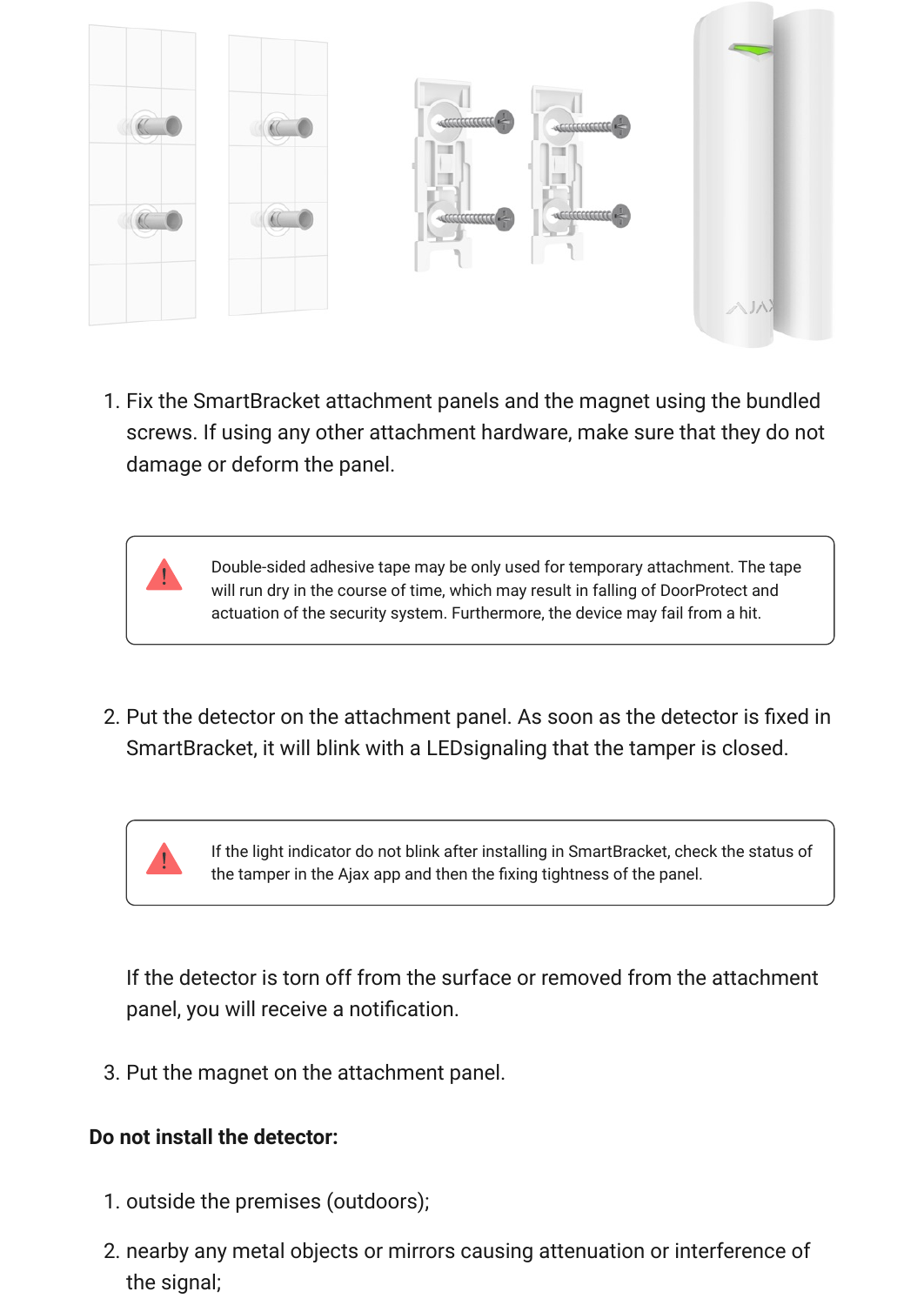1. Fix the SmartBracket attachment panels and the magnet using the bundled screws. If using any other attachment hardware, make sure that they do not damage or deform the panel.

> Double-sided adhesive tape may be only used for temporary attachment. The tape will run dry in the course of time, which may result in falling of DoorProtect and actuation of the security system. Furthermore, the device may fail from a hit.

2. Put the detector on the attachment panel. As soon as the detector is fixed in SmartBracket, it will blink with a LEDsignaling that the tamper is closed.

> If the light indicator do not blink after installing in SmartBracket, check the status of the tamper in the Ajax app and then the fixing tightness of the panel.

If the detector is torn off from the surface or removed from the attachment panel, you will receive a notification.

3. Put the magnet on the attachment panel.

**Do not install the detector:**

1. outside the premises (outdoors);
2. nearby any metal objects or mirrors causing attenuation or interference of the signal;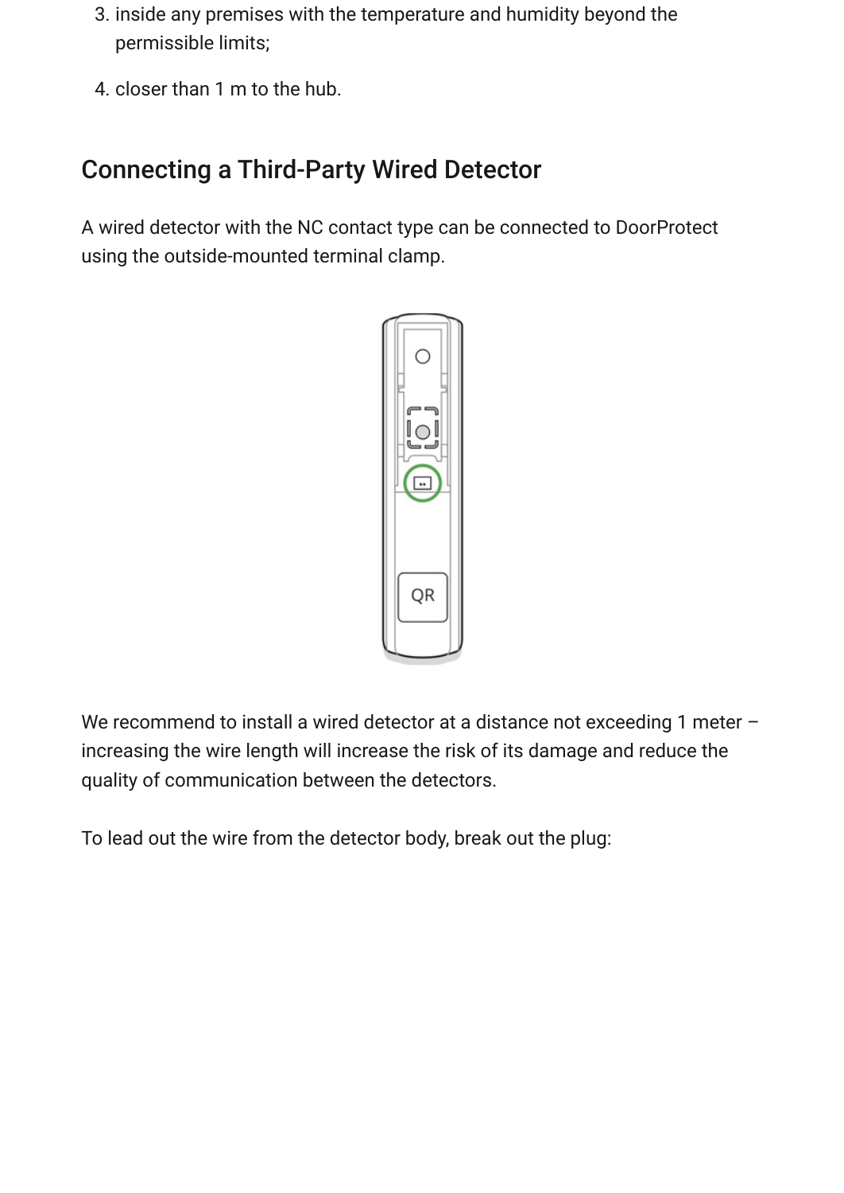3. inside any premises with the temperature and humidity beyond the permissible limits;
4. closer than 1 m to the hub.

## Connecting a Third-Party Wired Detector

A wired detector with the NC contact type can be connected to DoorProtect using the outside-mounted terminal clamp.

We recommend to install a wired detector at a distance not exceeding 1 meter – increasing the wire length will increase the risk of its damage and reduce the quality of communication between the detectors.

To lead out the wire from the detector body, break out the plug: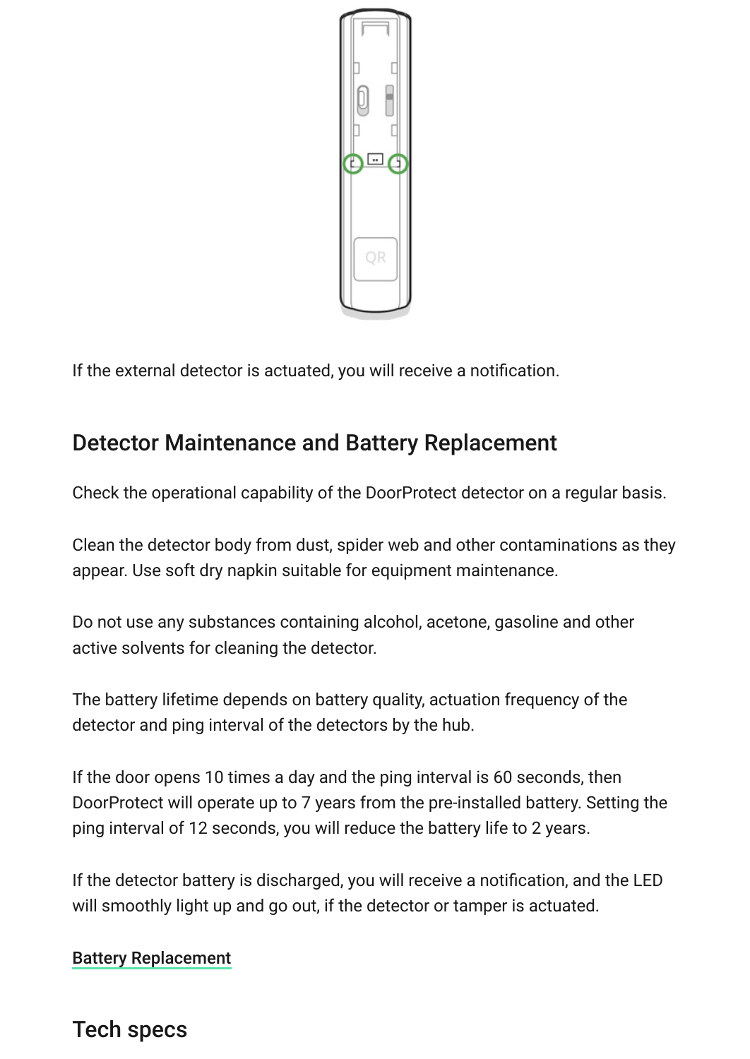If the external detector is actuated, you will receive a notification.

## Detector Maintenance and Battery Replacement

Check the operational capability of the DoorProtect detector on a regular basis.

Clean the detector body from dust, spider web and other contaminations as they appear. Use soft dry napkin suitable for equipment maintenance.

Do not use any substances containing alcohol, acetone, gasoline and other active solvents for cleaning the detector.

The battery lifetime depends on battery quality, actuation frequency of the detector and ping interval of the detectors by the hub.

If the door opens 10 times a day and the ping interval is 60 seconds, then DoorProtect will operate up to 7 years from the pre-installed battery. Setting the ping interval of 12 seconds, you will reduce the battery life to 2 years.

If the detector battery is discharged, you will receive a notification, and the LED will smoothly light up and go out, if the detector or tamper is actuated.

Battery Replacement

## Tech specs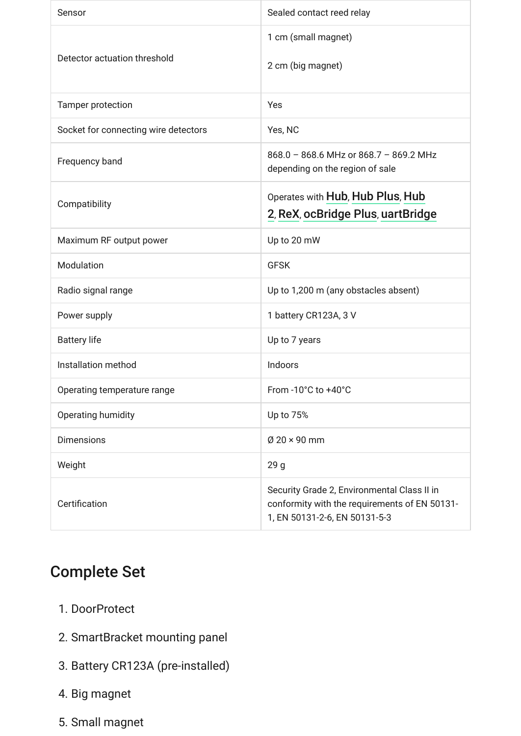| | |
|---|---|
| Sensor | Sealed contact reed relay |
| Detector actuation threshold | 1 cm (small magnet)<br><br>2 cm (big magnet) |
| Tamper protection | Yes |
| Socket for connecting wire detectors | Yes, NC |
| Frequency band | 868.0 – 868.6 MHz or 868.7 – 869.2 MHz depending on the region of sale |
| Compatibility | Operates with Hub, Hub Plus, Hub 2, ReX, ocBridge Plus, uartBridge |
| Maximum RF output power | Up to 20 mW |
| Modulation | GFSK |
| Radio signal range | Up to 1,200 m (any obstacles absent) |
| Power supply | 1 battery CR123A, 3 V |
| Battery life | Up to 7 years |
| Installation method | Indoors |
| Operating temperature range | From -10°C to +40°C |
| Operating humidity | Up to 75% |
| Dimensions | Ø 20 × 90 mm |
| Weight | 29 g |
| Certification | Security Grade 2, Environmental Class II in conformity with the requirements of EN 50131-1, EN 50131-2-6, EN 50131-5-3 |

## Complete Set

1. DoorProtect
2. SmartBracket mounting panel
3. Battery CR123A (pre-installed)
4. Big magnet
5. Small magnet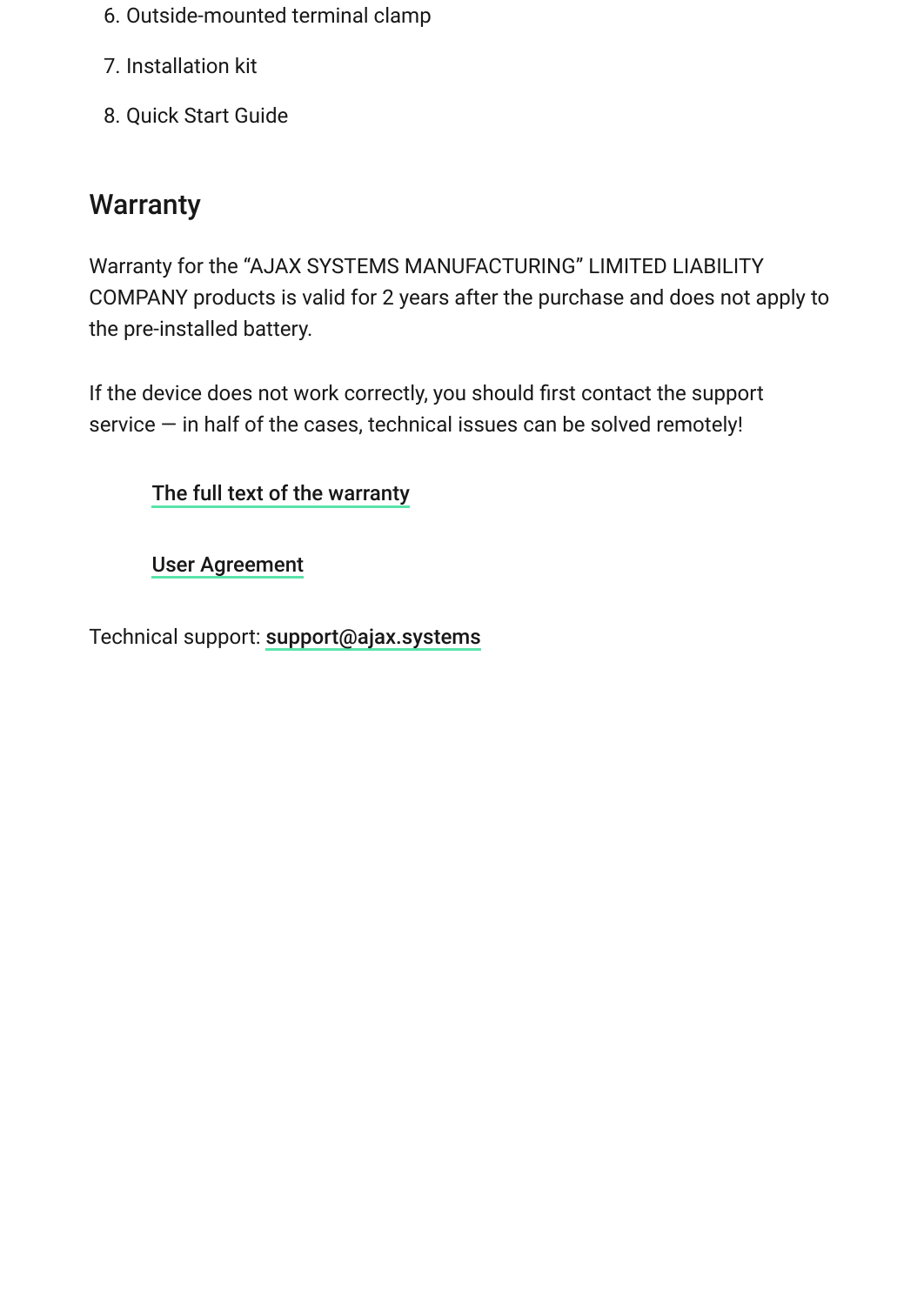6. Outside-mounted terminal clamp
7. Installation kit
8. Quick Start Guide

## Warranty

Warranty for the “AJAX SYSTEMS MANUFACTURING” LIMITED LIABILITY COMPANY products is valid for 2 years after the purchase and does not apply to the pre-installed battery.

If the device does not work correctly, you should first contact the support service — in half of the cases, technical issues can be solved remotely!

**The full text of the warranty**

**User Agreement**

Technical support: **support@ajax.systems**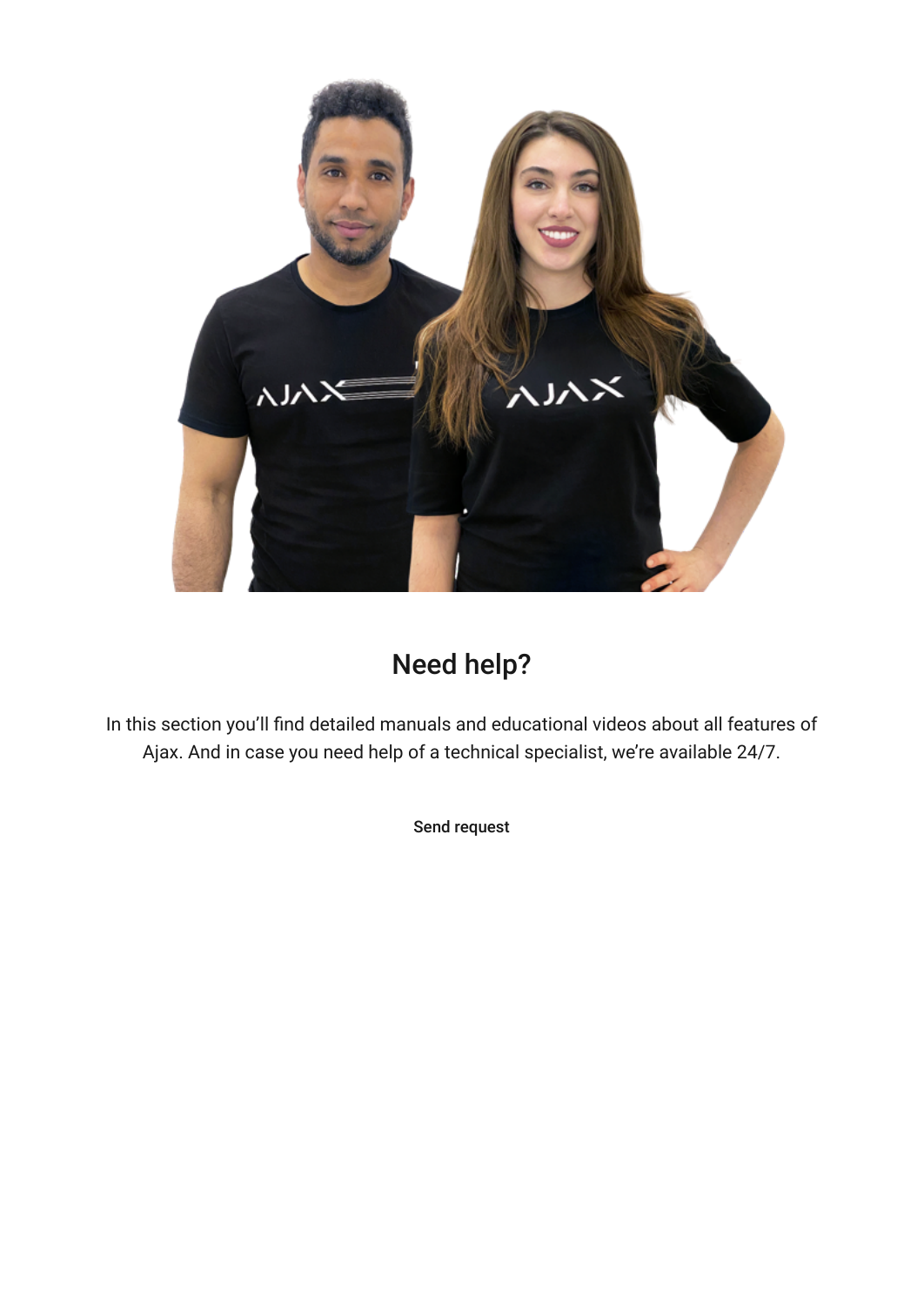## Need help?

In this section you'll find detailed manuals and educational videos about all features of Ajax. And in case you need help of a technical specialist, we're available 24/7.

Send request